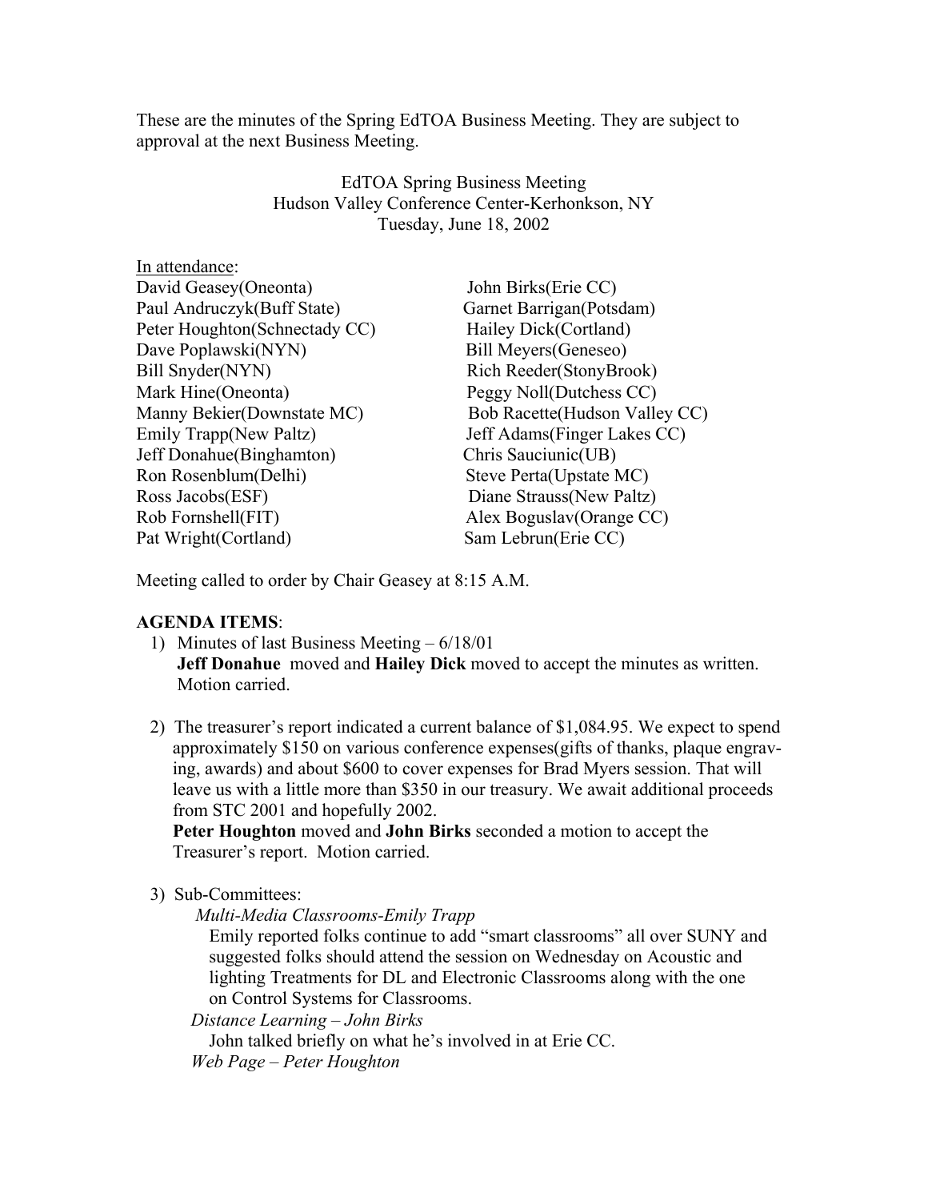These are the minutes of the Spring EdTOA Business Meeting. They are subject to approval at the next Business Meeting.

EdTOA Spring Business Meeting
Hudson Valley Conference Center-Kerhonkson, NY
Tuesday, June 18, 2002

In attendance:

| | |
|---|---|
| David Geasey(Oneonta) | John Birks(Erie CC) |
| Paul Andruczyk(Buff State) | Garnet Barrigan(Potsdam) |
| Peter Houghton(Schnectady CC) | Hailey Dick(Cortland) |
| Dave Poplawski(NYN) | Bill Meyers(Geneseo) |
| Bill Snyder(NYN) | Rich Reeder(StonyBrook) |
| Mark Hine(Oneonta) | Peggy Noll(Dutchess CC) |
| Manny Bekier(Downstate MC) | Bob Racette(Hudson Valley CC) |
| Emily Trapp(New Paltz) | Jeff Adams(Finger Lakes CC) |
| Jeff Donahue(Binghamton) | Chris Sauciunic(UB) |
| Ron Rosenblum(Delhi) | Steve Perta(Upstate MC) |
| Ross Jacobs(ESF) | Diane Strauss(New Paltz) |
| Rob Fornshell(FIT) | Alex Boguslav(Orange CC) |
| Pat Wright(Cortland) | Sam Lebrun(Erie CC) |

Meeting called to order by Chair Geasey at 8:15 A.M.

**AGENDA ITEMS**:

1) Minutes of last Business Meeting – 6/18/01
   **Jeff Donahue** moved and **Hailey Dick** moved to accept the minutes as written. Motion carried.

2) The treasurer's report indicated a current balance of $1,084.95. We expect to spend approximately $150 on various conference expenses(gifts of thanks, plaque engraving, awards) and about $600 to cover expenses for Brad Myers session. That will leave us with a little more than $350 in our treasury. We await additional proceeds from STC 2001 and hopefully 2002.
   **Peter Houghton** moved and **John Birks** seconded a motion to accept the Treasurer's report. Motion carried.

3) Sub-Committees:
   *Multi-Media Classrooms-Emily Trapp*
   Emily reported folks continue to add "smart classrooms" all over SUNY and suggested folks should attend the session on Wednesday on Acoustic and lighting Treatments for DL and Electronic Classrooms along with the one on Control Systems for Classrooms.
   *Distance Learning – John Birks*
   John talked briefly on what he's involved in at Erie CC.
   *Web Page – Peter Houghton*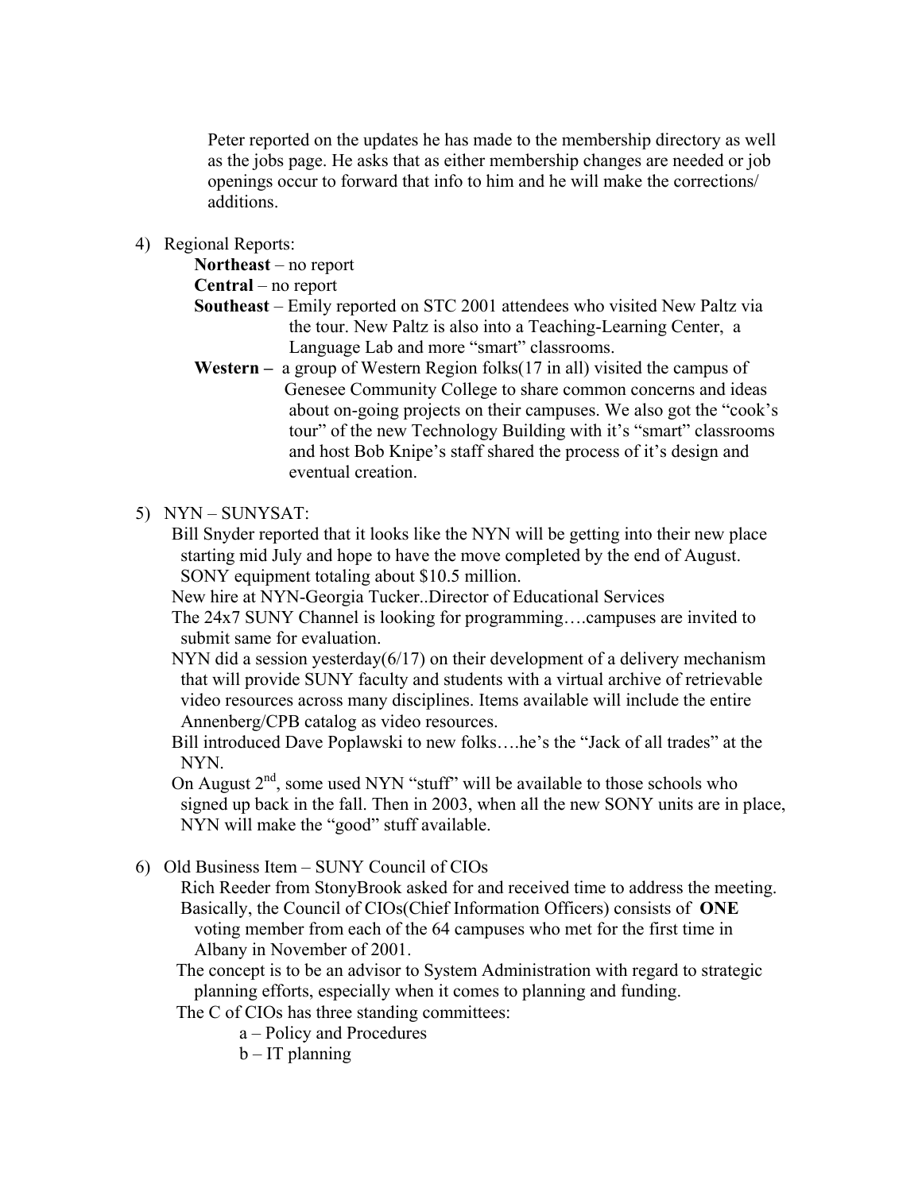Peter reported on the updates he has made to the membership directory as well as the jobs page. He asks that as either membership changes are needed or job openings occur to forward that info to him and he will make the corrections/ additions.

4) Regional Reports:

   **Northeast** – no report

   **Central** – no report

   **Southeast** – Emily reported on STC 2001 attendees who visited New Paltz via the tour. New Paltz is also into a Teaching-Learning Center, a Language Lab and more "smart" classrooms.

   **Western –** a group of Western Region folks(17 in all) visited the campus of Genesee Community College to share common concerns and ideas about on-going projects on their campuses. We also got the "cook's tour" of the new Technology Building with it's "smart" classrooms and host Bob Knipe's staff shared the process of it's design and eventual creation.

5) NYN – SUNYSAT:

   Bill Snyder reported that it looks like the NYN will be getting into their new place starting mid July and hope to have the move completed by the end of August. SONY equipment totaling about $10.5 million.

   New hire at NYN-Georgia Tucker..Director of Educational Services

   The 24x7 SUNY Channel is looking for programming….campuses are invited to submit same for evaluation.

   NYN did a session yesterday(6/17) on their development of a delivery mechanism that will provide SUNY faculty and students with a virtual archive of retrievable video resources across many disciplines. Items available will include the entire Annenberg/CPB catalog as video resources.

   Bill introduced Dave Poplawski to new folks….he's the "Jack of all trades" at the NYN.

   On August 2nd, some used NYN "stuff" will be available to those schools who signed up back in the fall. Then in 2003, when all the new SONY units are in place, NYN will make the "good" stuff available.

6) Old Business Item – SUNY Council of CIOs

   Rich Reeder from StonyBrook asked for and received time to address the meeting. Basically, the Council of CIOs(Chief Information Officers) consists of **ONE** voting member from each of the 64 campuses who met for the first time in Albany in November of 2001.

   The concept is to be an advisor to System Administration with regard to strategic planning efforts, especially when it comes to planning and funding.

   The C of CIOs has three standing committees:

   a – Policy and Procedures

   b – IT planning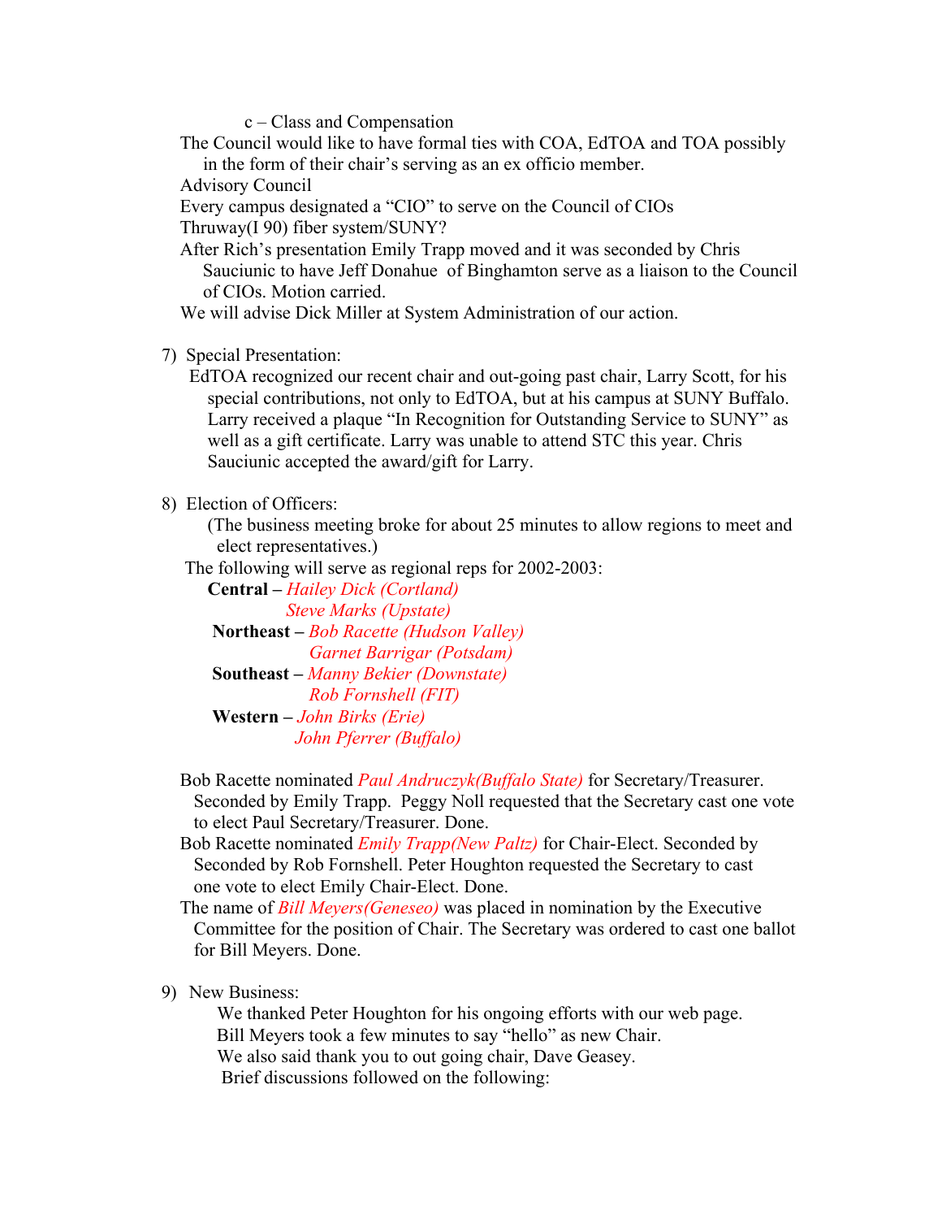c – Class and Compensation

The Council would like to have formal ties with COA, EdTOA and TOA possibly in the form of their chair's serving as an ex officio member.

Advisory Council

Every campus designated a "CIO" to serve on the Council of CIOs

Thruway(I 90) fiber system/SUNY?

After Rich's presentation Emily Trapp moved and it was seconded by Chris Sauciunic to have Jeff Donahue of Binghamton serve as a liaison to the Council of CIOs. Motion carried.

We will advise Dick Miller at System Administration of our action.

7) Special Presentation:

EdTOA recognized our recent chair and out-going past chair, Larry Scott, for his special contributions, not only to EdTOA, but at his campus at SUNY Buffalo. Larry received a plaque "In Recognition for Outstanding Service to SUNY" as well as a gift certificate. Larry was unable to attend STC this year. Chris Sauciunic accepted the award/gift for Larry.

8) Election of Officers:

(The business meeting broke for about 25 minutes to allow regions to meet and elect representatives.)

The following will serve as regional reps for 2002-2003:

**Central –** *Hailey Dick (Cortland)*
*Steve Marks (Upstate)*

**Northeast –** *Bob Racette (Hudson Valley)*
*Garnet Barrigar (Potsdam)*

**Southeast –** *Manny Bekier (Downstate)*
*Rob Fornshell (FIT)*

**Western –** *John Birks (Erie)*
*John Pferrer (Buffalo)*

Bob Racette nominated *Paul Andruczyk(Buffalo State)* for Secretary/Treasurer. Seconded by Emily Trapp. Peggy Noll requested that the Secretary cast one vote to elect Paul Secretary/Treasurer. Done.

Bob Racette nominated *Emily Trapp(New Paltz)* for Chair-Elect. Seconded by Seconded by Rob Fornshell. Peter Houghton requested the Secretary to cast one vote to elect Emily Chair-Elect. Done.

The name of *Bill Meyers(Geneseo)* was placed in nomination by the Executive Committee for the position of Chair. The Secretary was ordered to cast one ballot for Bill Meyers. Done.

9) New Business:

We thanked Peter Houghton for his ongoing efforts with our web page.
Bill Meyers took a few minutes to say "hello" as new Chair.
We also said thank you to out going chair, Dave Geasey.
Brief discussions followed on the following: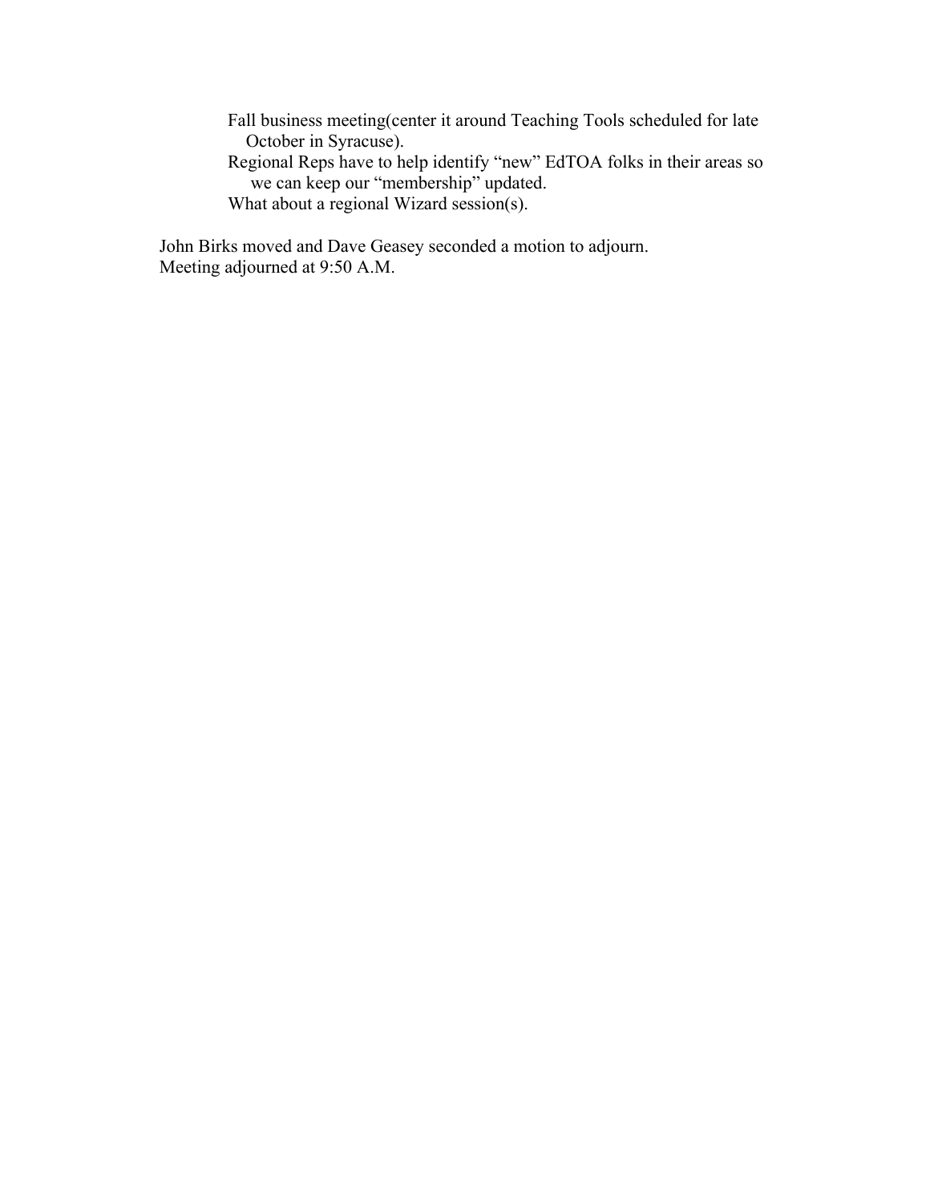Fall business meeting(center it around Teaching Tools scheduled for late October in Syracuse).

Regional Reps have to help identify "new" EdTOA folks in their areas so we can keep our "membership" updated.

What about a regional Wizard session(s).

John Birks moved and Dave Geasey seconded a motion to adjourn.
Meeting adjourned at 9:50 A.M.